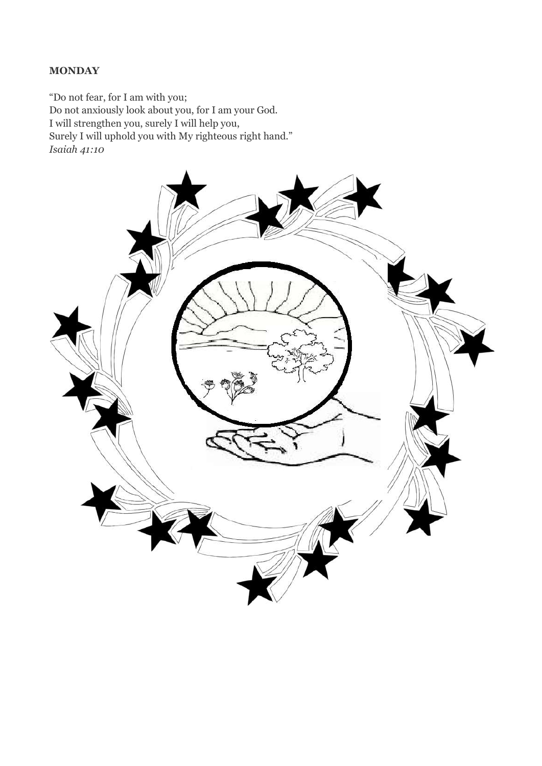**MONDAY**

"Do not fear, for I am with you;
Do not anxiously look about you, for I am your God.
I will strengthen you, surely I will help you,
Surely I will uphold you with My righteous right hand."
*Isaiah 41:10*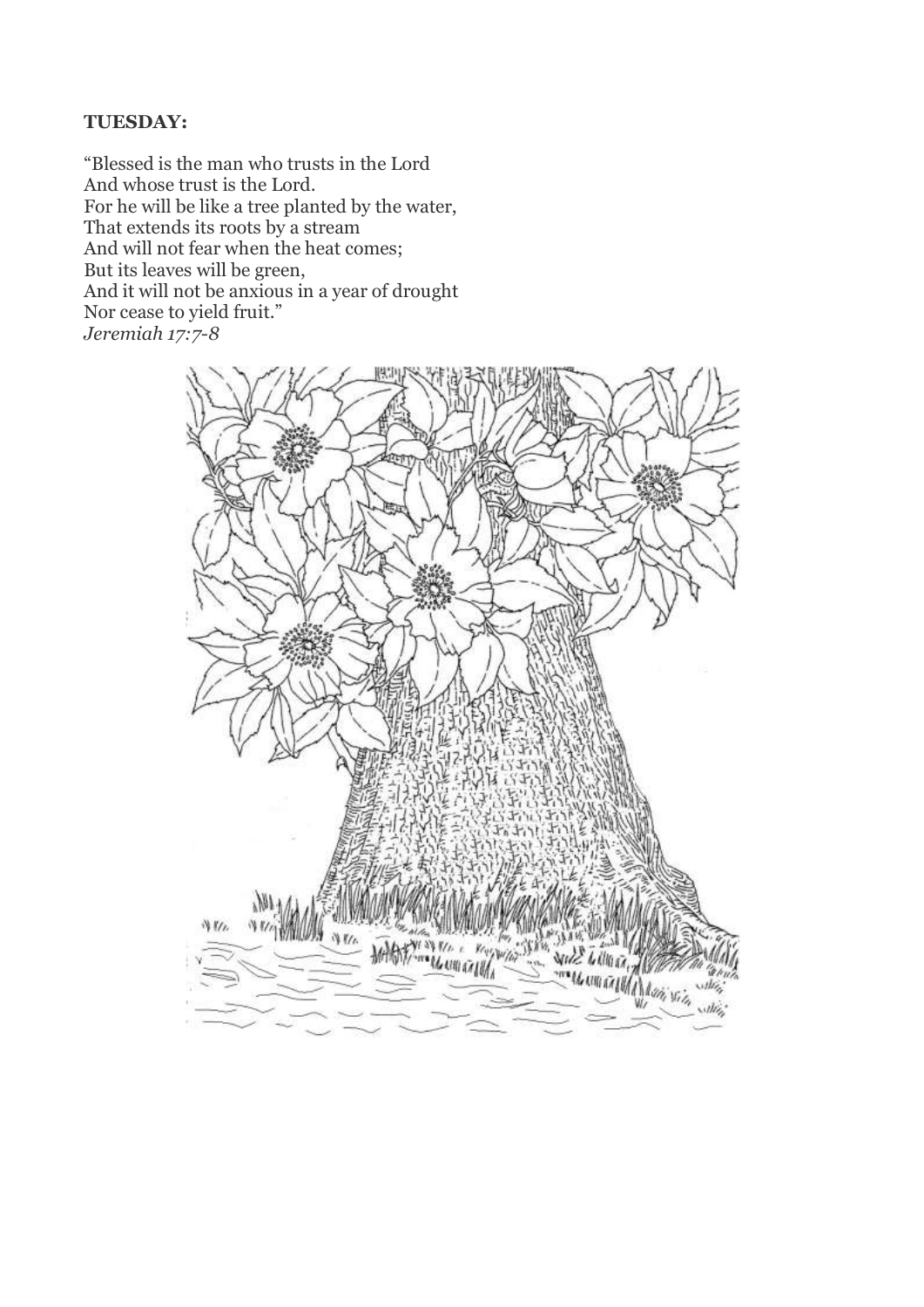**TUESDAY:**

"Blessed is the man who trusts in the Lord
And whose trust is the Lord.
For he will be like a tree planted by the water,
That extends its roots by a stream
And will not fear when the heat comes;
But its leaves will be green,
And it will not be anxious in a year of drought
Nor cease to yield fruit."
*Jeremiah 17:7-8*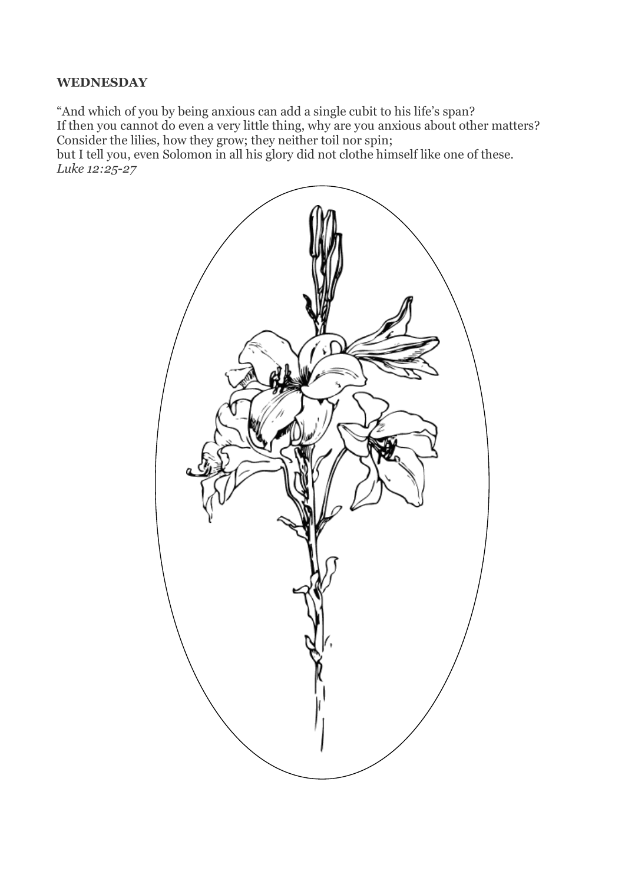**WEDNESDAY**

"And which of you by being anxious can add a single cubit to his life's span?
If then you cannot do even a very little thing, why are you anxious about other matters?
Consider the lilies, how they grow; they neither toil nor spin;
but I tell you, even Solomon in all his glory did not clothe himself like one of these.
*Luke 12:25-27*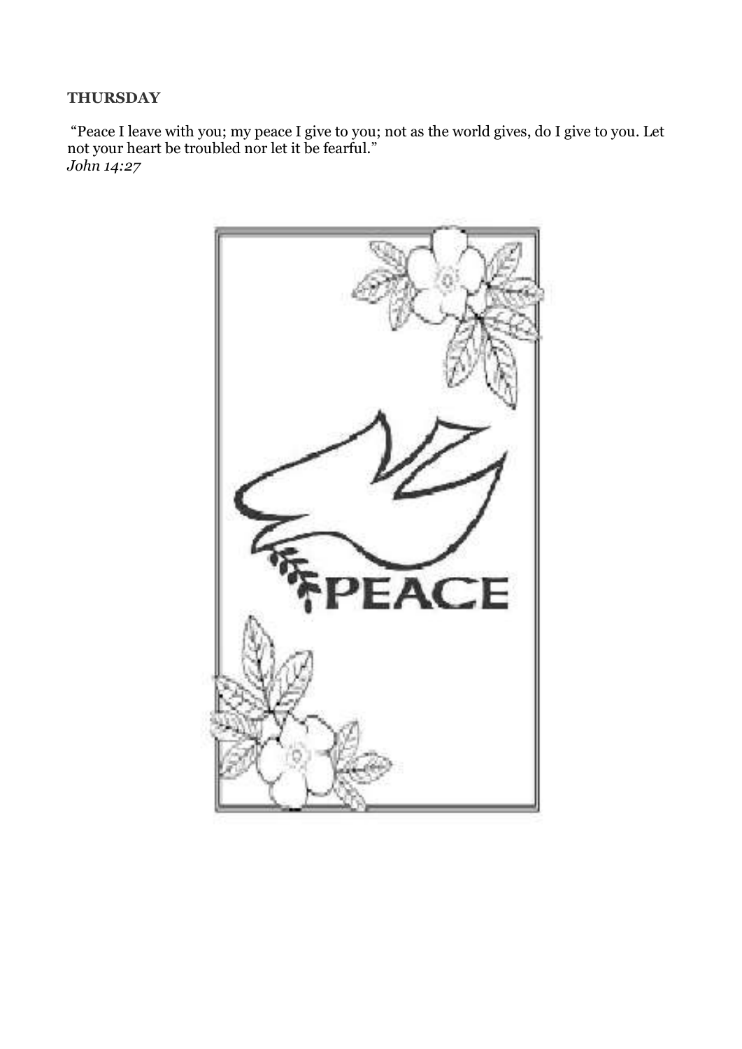**THURSDAY**

"Peace I leave with you; my peace I give to you; not as the world gives, do I give to you. Let not your heart be troubled nor let it be fearful."
*John 14:27*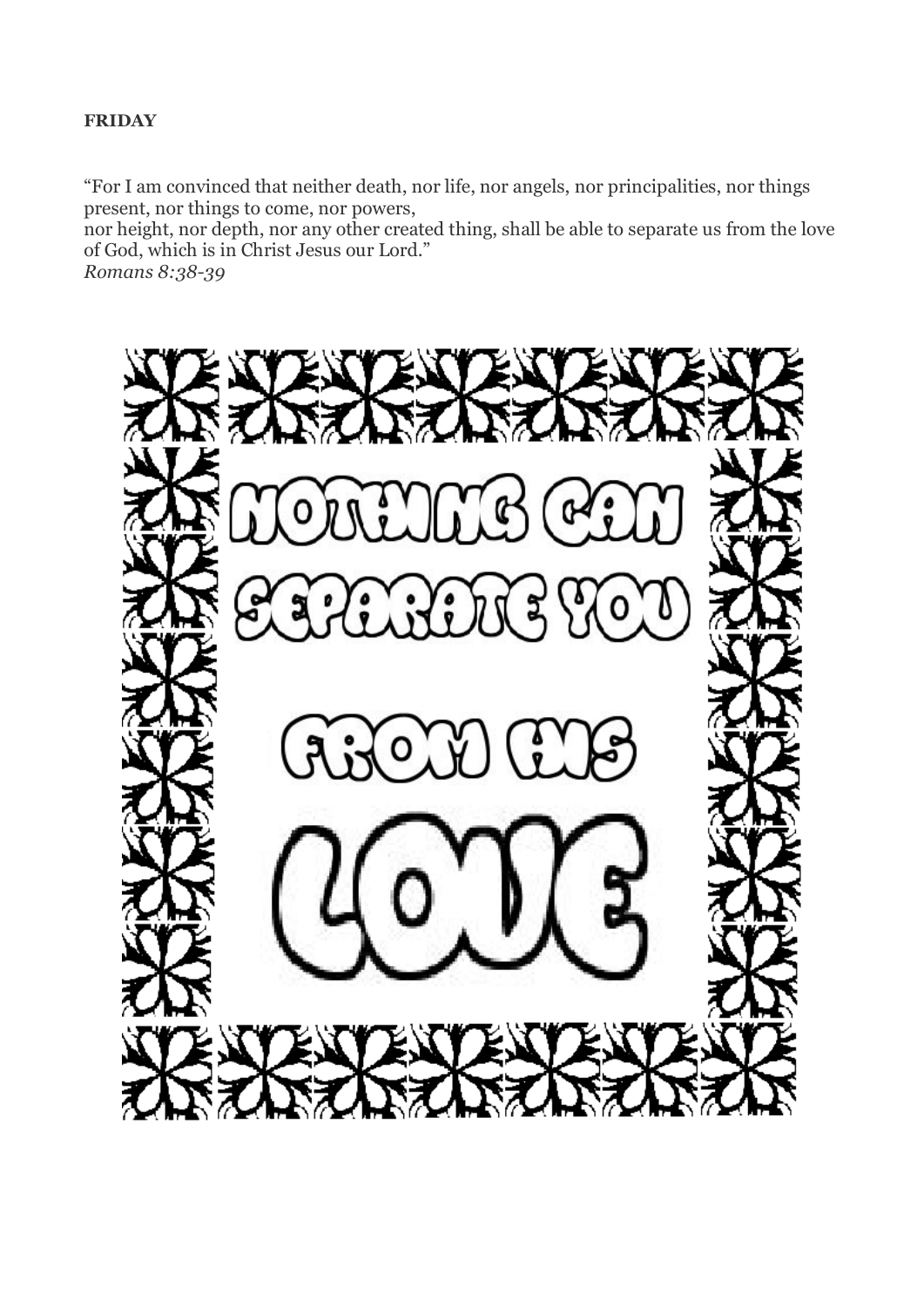**FRIDAY**

"For I am convinced that neither death, nor life, nor angels, nor principalities, nor things present, nor things to come, nor powers,
nor height, nor depth, nor any other created thing, shall be able to separate us from the love of God, which is in Christ Jesus our Lord."
*Romans 8:38-39*

NOTHING CAN SEPARATE YOU FROM HIS LOVE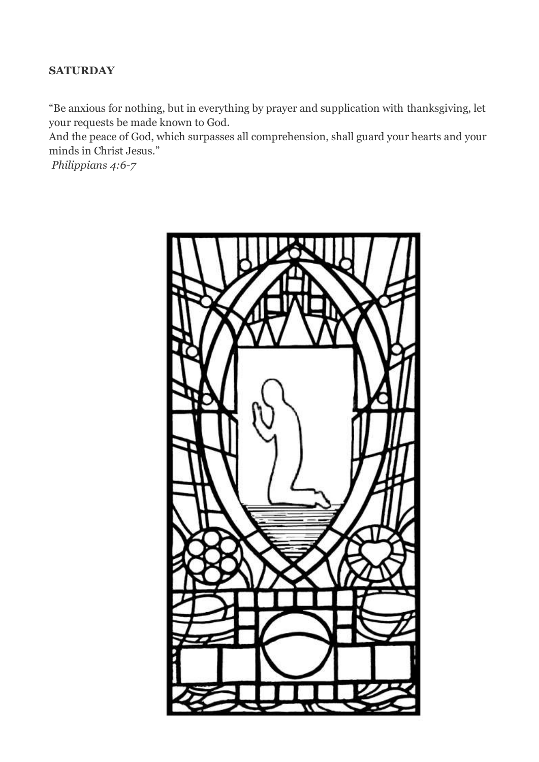**SATURDAY**

"Be anxious for nothing, but in everything by prayer and supplication with thanksgiving, let your requests be made known to God.
And the peace of God, which surpasses all comprehension, shall guard your hearts and your minds in Christ Jesus."
*Philippians 4:6-7*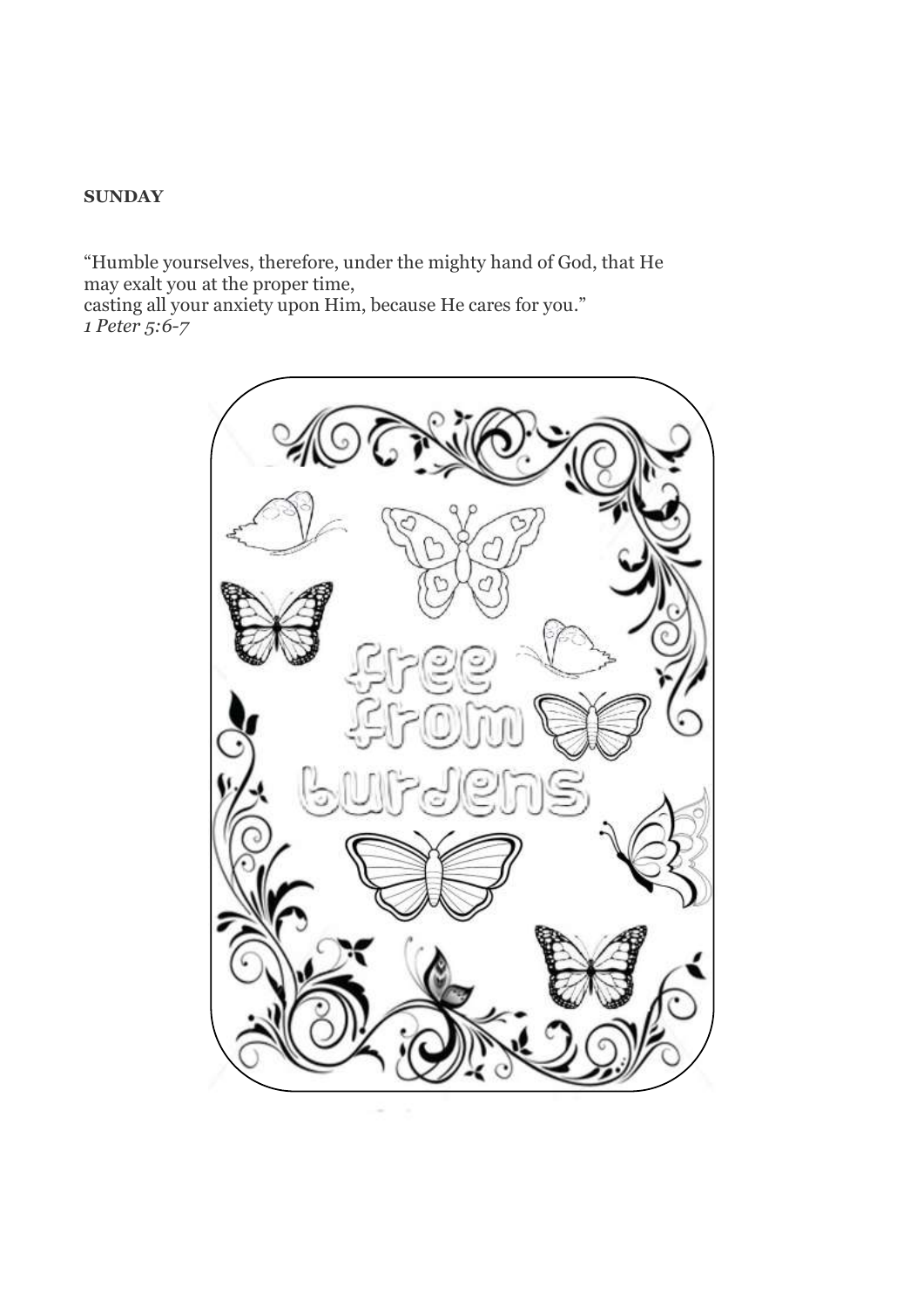**SUNDAY**

"Humble yourselves, therefore, under the mighty hand of God, that He may exalt you at the proper time,
casting all your anxiety upon Him, because He cares for you."
*1 Peter 5:6-7*